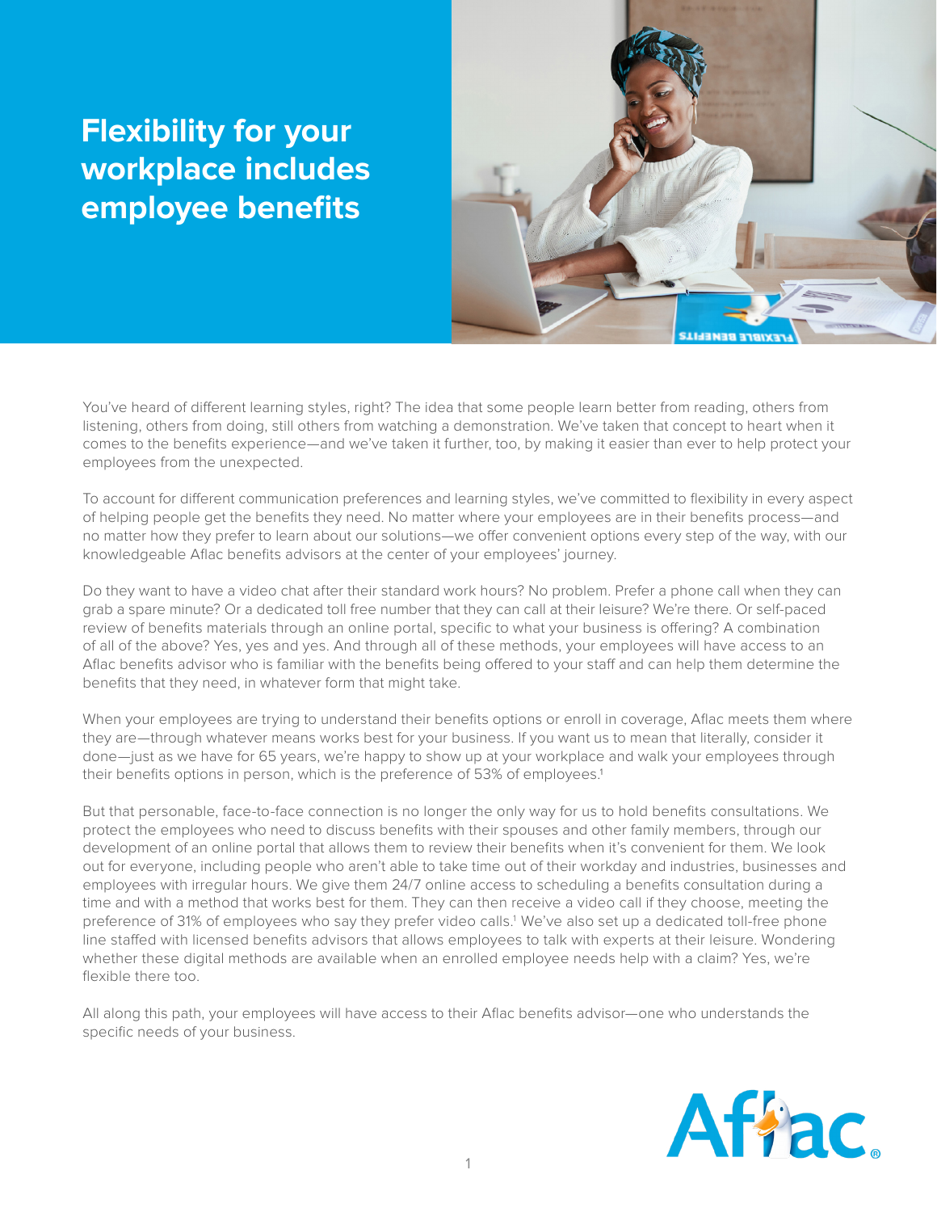# Flexibility for your workplace includes employee benefits

You've heard of different learning styles, right? The idea that some people learn better from reading, others from listening, others from doing, still others from watching a demonstration. We've taken that concept to heart when it comes to the benefits experience—and we've taken it further, too, by making it easier than ever to help protect your employees from the unexpected.

To account for different communication preferences and learning styles, we've committed to flexibility in every aspect of helping people get the benefits they need. No matter where your employees are in their benefits process—and no matter how they prefer to learn about our solutions—we offer convenient options every step of the way, with our knowledgeable Aflac benefits advisors at the center of your employees' journey.

Do they want to have a video chat after their standard work hours? No problem. Prefer a phone call when they can grab a spare minute? Or a dedicated toll free number that they can call at their leisure? We're there. Or self-paced review of benefits materials through an online portal, specific to what your business is offering? A combination of all of the above? Yes, yes and yes. And through all of these methods, your employees will have access to an Aflac benefits advisor who is familiar with the benefits being offered to your staff and can help them determine the benefits that they need, in whatever form that might take.

When your employees are trying to understand their benefits options or enroll in coverage, Aflac meets them where they are—through whatever means works best for your business. If you want us to mean that literally, consider it done—just as we have for 65 years, we're happy to show up at your workplace and walk your employees through their benefits options in person, which is the preference of 53% of employees.[1]

But that personable, face-to-face connection is no longer the only way for us to hold benefits consultations. We protect the employees who need to discuss benefits with their spouses and other family members, through our development of an online portal that allows them to review their benefits when it's convenient for them. We look out for everyone, including people who aren't able to take time out of their workday and industries, businesses and employees with irregular hours. We give them 24/7 online access to scheduling a benefits consultation during a time and with a method that works best for them. They can then receive a video call if they choose, meeting the preference of 31% of employees who say they prefer video calls.[1] We've also set up a dedicated toll-free phone line staffed with licensed benefits advisors that allows employees to talk with experts at their leisure. Wondering whether these digital methods are available when an enrolled employee needs help with a claim? Yes, we're flexible there too.

All along this path, your employees will have access to their Aflac benefits advisor—one who understands the specific needs of your business.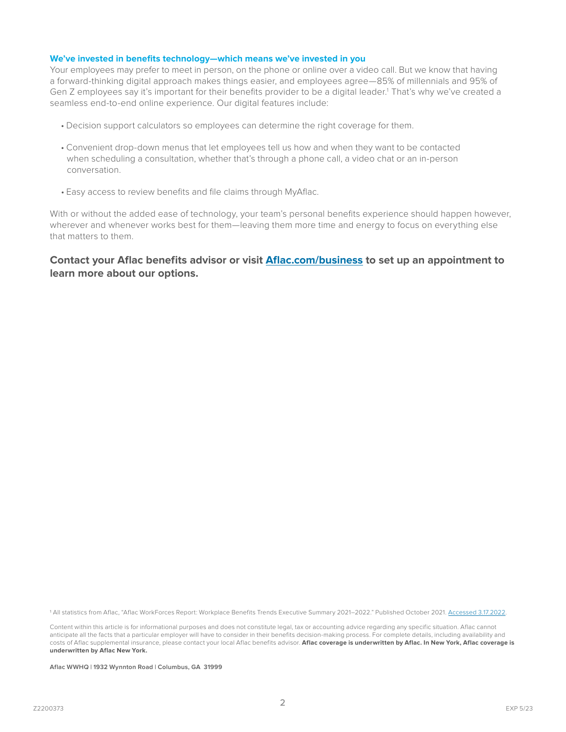## We've invested in benefits technology—which means we've invested in you

Your employees may prefer to meet in person, on the phone or online over a video call. But we know that having a forward-thinking digital approach makes things easier, and employees agree—85% of millennials and 95% of Gen Z employees say it's important for their benefits provider to be a digital leader.[1] That's why we've created a seamless end-to-end online experience. Our digital features include:

- Decision support calculators so employees can determine the right coverage for them.
- Convenient drop-down menus that let employees tell us how and when they want to be contacted when scheduling a consultation, whether that's through a phone call, a video chat or an in-person conversation.
- Easy access to review benefits and file claims through MyAflac.

With or without the added ease of technology, your team's personal benefits experience should happen however, wherever and whenever works best for them—leaving them more time and energy to focus on everything else that matters to them.

**Contact your Aflac benefits advisor or visit [Aflac.com/business](Aflac.com/business) to set up an appointment to learn more about our options.**

[1] All statistics from Aflac, "Aflac WorkForces Report: Workplace Benefits Trends Executive Summary 2021–2022." Published October 2021. Accessed 3.17.2022.

Content within this article is for informational purposes and does not constitute legal, tax or accounting advice regarding any specific situation. Aflac cannot anticipate all the facts that a particular employer will have to consider in their benefits decision-making process. For complete details, including availability and costs of Aflac supplemental insurance, please contact your local Aflac benefits advisor. **Aflac coverage is underwritten by Aflac. In New York, Aflac coverage is underwritten by Aflac New York.**

**Aflac WWHQ | 1932 Wynnton Road | Columbus, GA 31999**

Z2200373

EXP 5/23